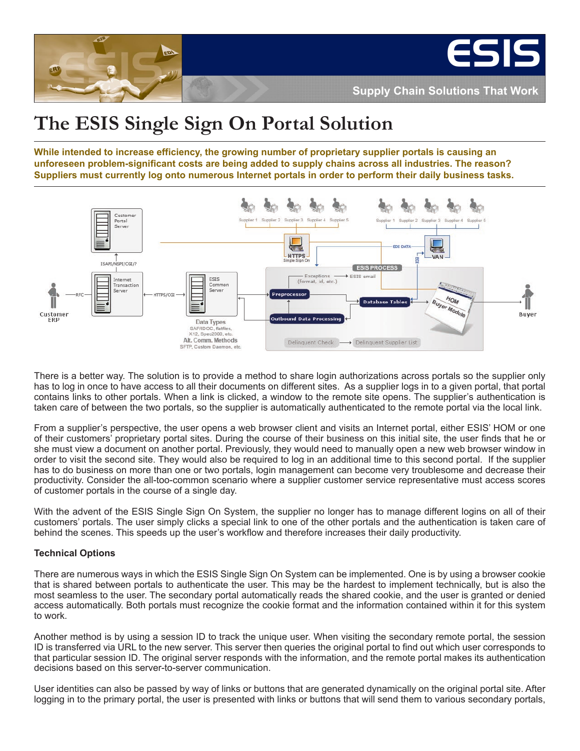# The ESIS Single Sign On Portal Solution

**While intended to increase efficiency, the growing number of proprietary supplier portals is causing an unforeseen problem-significant costs are being added to supply chains across all industries. The reason? Suppliers must currently log onto numerous Internet portals in order to perform their daily business tasks.**

There is a better way. The solution is to provide a method to share login authorizations across portals so the supplier only has to log in once to have access to all their documents on different sites. As a supplier logs in to a given portal, that portal contains links to other portals. When a link is clicked, a window to the remote site opens. The supplier's authentication is taken care of between the two portals, so the supplier is automatically authenticated to the remote portal via the local link.

From a supplier's perspective, the user opens a web browser client and visits an Internet portal, either ESIS' HOM or one of their customers' proprietary portal sites. During the course of their business on this initial site, the user finds that he or she must view a document on another portal. Previously, they would need to manually open a new web browser window in order to visit the second site. They would also be required to log in an additional time to this second portal. If the supplier has to do business on more than one or two portals, login management can become very troublesome and decrease their productivity. Consider the all-too-common scenario where a supplier customer service representative must access scores of customer portals in the course of a single day.

With the advent of the ESIS Single Sign On System, the supplier no longer has to manage different logins on all of their customers' portals. The user simply clicks a special link to one of the other portals and the authentication is taken care of behind the scenes. This speeds up the user's workflow and therefore increases their daily productivity.

**Technical Options**

There are numerous ways in which the ESIS Single Sign On System can be implemented. One is by using a browser cookie that is shared between portals to authenticate the user. This may be the hardest to implement technically, but is also the most seamless to the user. The secondary portal automatically reads the shared cookie, and the user is granted or denied access automatically. Both portals must recognize the cookie format and the information contained within it for this system to work.

Another method is by using a session ID to track the unique user. When visiting the secondary remote portal, the session ID is transferred via URL to the new server. This server then queries the original portal to find out which user corresponds to that particular session ID. The original server responds with the information, and the remote portal makes its authentication decisions based on this server-to-server communication.

User identities can also be passed by way of links or buttons that are generated dynamically on the original portal site. After logging in to the primary portal, the user is presented with links or buttons that will send them to various secondary portals,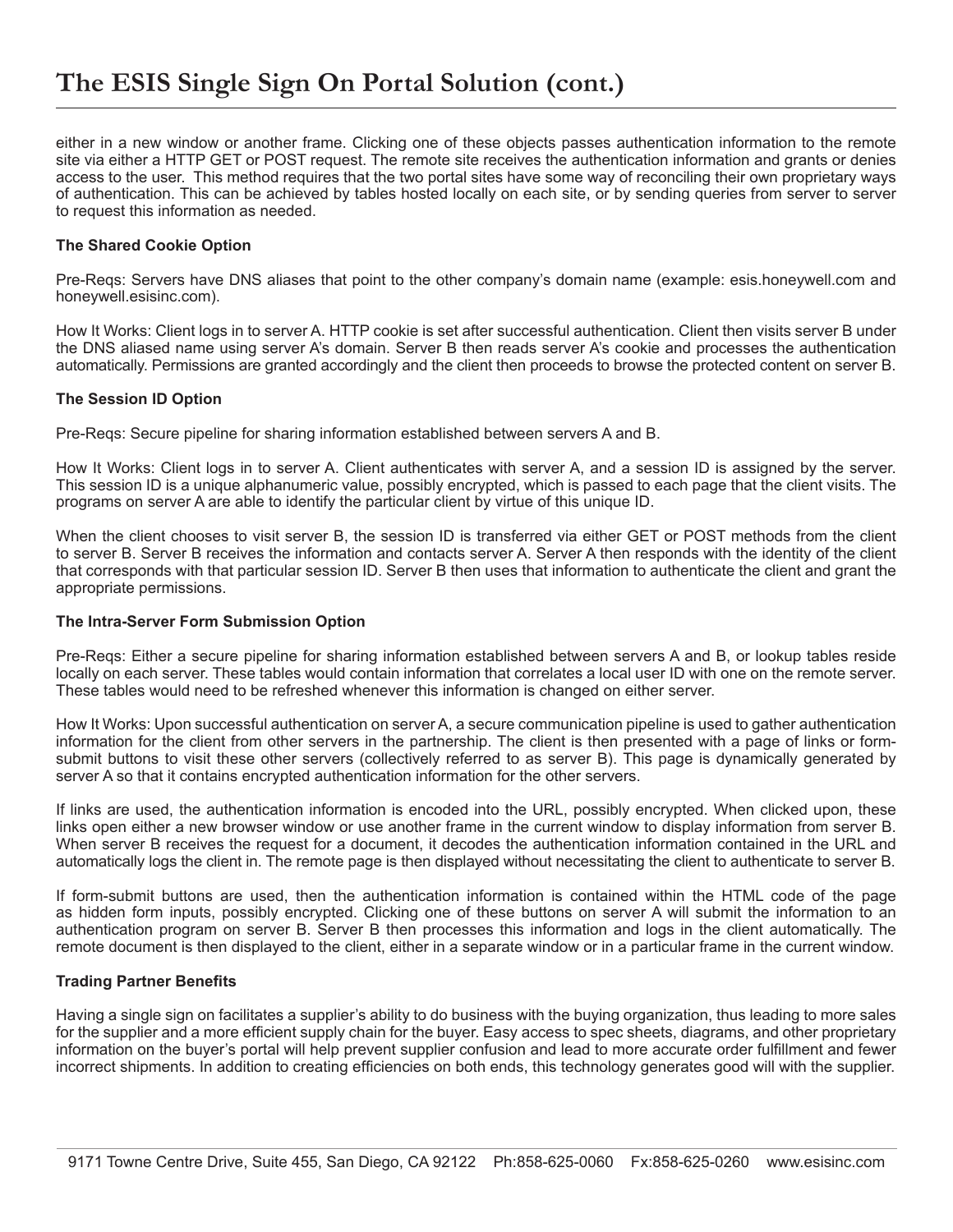# The ESIS Single Sign On Portal Solution (cont.)

either in a new window or another frame. Clicking one of these objects passes authentication information to the remote site via either a HTTP GET or POST request. The remote site receives the authentication information and grants or denies access to the user. This method requires that the two portal sites have some way of reconciling their own proprietary ways of authentication. This can be achieved by tables hosted locally on each site, or by sending queries from server to server to request this information as needed.

**The Shared Cookie Option**

Pre-Reqs: Servers have DNS aliases that point to the other company's domain name (example: esis.honeywell.com and honeywell.esisinc.com).

How It Works: Client logs in to server A. HTTP cookie is set after successful authentication. Client then visits server B under the DNS aliased name using server A's domain. Server B then reads server A's cookie and processes the authentication automatically. Permissions are granted accordingly and the client then proceeds to browse the protected content on server B.

**The Session ID Option**

Pre-Reqs: Secure pipeline for sharing information established between servers A and B.

How It Works: Client logs in to server A. Client authenticates with server A, and a session ID is assigned by the server. This session ID is a unique alphanumeric value, possibly encrypted, which is passed to each page that the client visits. The programs on server A are able to identify the particular client by virtue of this unique ID.

When the client chooses to visit server B, the session ID is transferred via either GET or POST methods from the client to server B. Server B receives the information and contacts server A. Server A then responds with the identity of the client that corresponds with that particular session ID. Server B then uses that information to authenticate the client and grant the appropriate permissions.

**The Intra-Server Form Submission Option**

Pre-Reqs: Either a secure pipeline for sharing information established between servers A and B, or lookup tables reside locally on each server. These tables would contain information that correlates a local user ID with one on the remote server. These tables would need to be refreshed whenever this information is changed on either server.

How It Works: Upon successful authentication on server A, a secure communication pipeline is used to gather authentication information for the client from other servers in the partnership. The client is then presented with a page of links or form-submit buttons to visit these other servers (collectively referred to as server B). This page is dynamically generated by server A so that it contains encrypted authentication information for the other servers.

If links are used, the authentication information is encoded into the URL, possibly encrypted. When clicked upon, these links open either a new browser window or use another frame in the current window to display information from server B. When server B receives the request for a document, it decodes the authentication information contained in the URL and automatically logs the client in. The remote page is then displayed without necessitating the client to authenticate to server B.

If form-submit buttons are used, then the authentication information is contained within the HTML code of the page as hidden form inputs, possibly encrypted. Clicking one of these buttons on server A will submit the information to an authentication program on server B. Server B then processes this information and logs in the client automatically. The remote document is then displayed to the client, either in a separate window or in a particular frame in the current window.

**Trading Partner Benefits**

Having a single sign on facilitates a supplier's ability to do business with the buying organization, thus leading to more sales for the supplier and a more efficient supply chain for the buyer. Easy access to spec sheets, diagrams, and other proprietary information on the buyer's portal will help prevent supplier confusion and lead to more accurate order fulfillment and fewer incorrect shipments. In addition to creating efficiencies on both ends, this technology generates good will with the supplier.